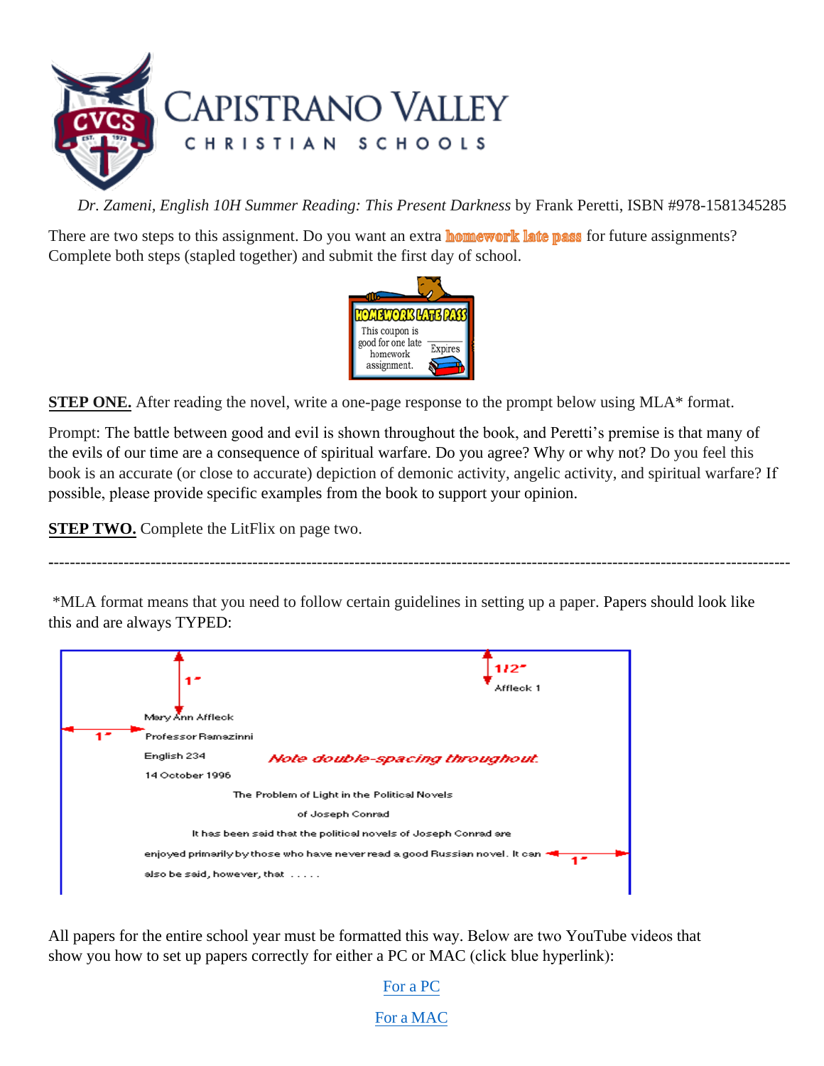CAPISTRANO VALLEY CHRISTIAN SCHOOLS

*Dr. Zameni, English 10H Summer Reading: This Present Darkness* by Frank Peretti, ISBN #978-1581345285

There are two steps to this assignment. Do you want an extra **homework late pass** for future assignments? Complete both steps (stapled together) and submit the first day of school.

HOMEWORK LATE PASS
This coupon is good for one late homework assignment.
Expires

**STEP ONE.** After reading the novel, write a one-page response to the prompt below using MLA* format.

Prompt: The battle between good and evil is shown throughout the book, and Peretti's premise is that many of the evils of our time are a consequence of spiritual warfare. Do you agree? Why or why not? Do you feel this book is an accurate (or close to accurate) depiction of demonic activity, angelic activity, and spiritual warfare? If possible, please provide specific examples from the book to support your opinion.

**STEP TWO.** Complete the LitFlix on page two.

---

*MLA format means that you need to follow certain guidelines in setting up a paper. Papers should look like this and are always TYPED:

1/2"
Affleck 1
1"
Mary Ann Affleck
1"
Professor Ramazzini
English 234
*Note double-spacing throughout.*
14 October 1996
The Problem of Light in the Political Novels
of Joseph Conrad
It has been said that the political novels of Joseph Conrad are
enjoyed primarily by those who have never read a good Russian novel. It can
1"
also be said, however, that . . . . .

All papers for the entire school year must be formatted this way. Below are two YouTube videos that show you how to set up papers correctly for either a PC or MAC (click blue hyperlink):

For a PC

For a MAC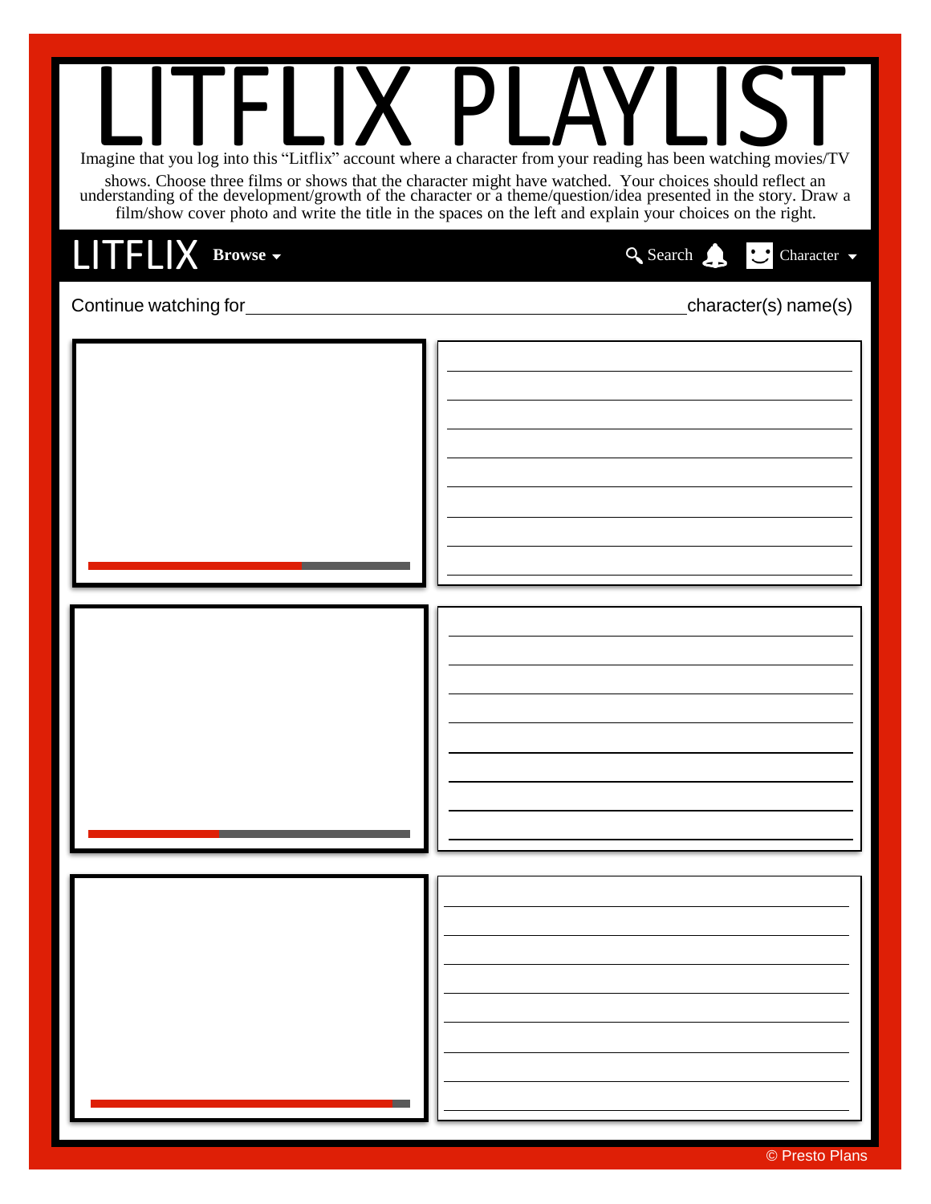# LITFLIX PLAYLIST

Imagine that you log into this "Litflix" account where a character from your reading has been watching movies/TV shows. Choose three films or shows that the character might have watched. Your choices should reflect an understanding of the development/growth of the character or a theme/question/idea presented in the story. Draw a film/show cover photo and write the title in the spaces on the left and explain your choices on the right.

LITFLIX **Browse** Search Character

Continue watching for\_\_\_\_\_\_\_\_\_\_\_\_\_\_\_\_\_\_\_\_\_\_\_\_\_\_\_\_\_\_\_\_\_\_\_\_\_\_\_\_\_\_\_\_character(s) name(s)

© Presto Plans